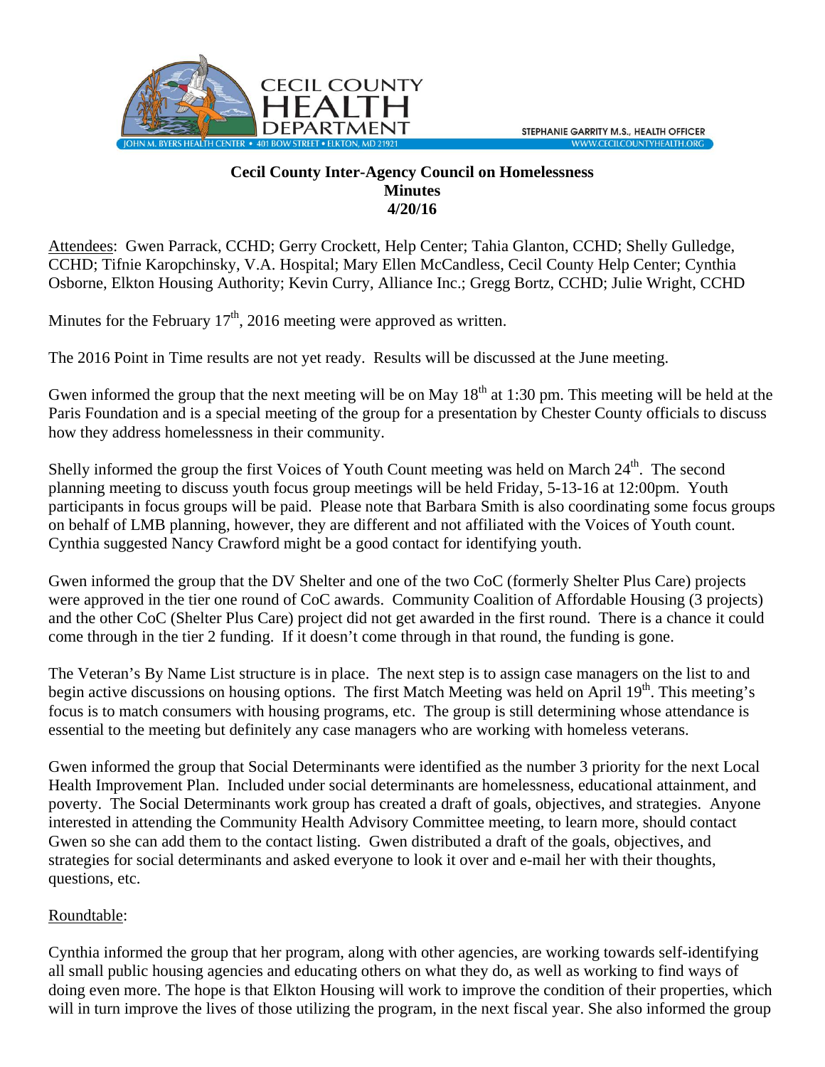CECIL COUNTY HEALTH DEPARTMENT

JOHN M. BYERS HEALTH CENTER • 401 BOW STREET • ELKTON, MD 21921

STEPHANIE GARRITY M.S., HEALTH OFFICER
WWW.CECILCOUNTYHEALTH.ORG

**Cecil County Inter-Agency Council on Homelessness**
**Minutes**
**4/20/16**

Attendees: Gwen Parrack, CCHD; Gerry Crockett, Help Center; Tahia Glanton, CCHD; Shelly Gulledge, CCHD; Tifnie Karopchinsky, V.A. Hospital; Mary Ellen McCandless, Cecil County Help Center; Cynthia Osborne, Elkton Housing Authority; Kevin Curry, Alliance Inc.; Gregg Bortz, CCHD; Julie Wright, CCHD

Minutes for the February 17th, 2016 meeting were approved as written.

The 2016 Point in Time results are not yet ready. Results will be discussed at the June meeting.

Gwen informed the group that the next meeting will be on May 18th at 1:30 pm. This meeting will be held at the Paris Foundation and is a special meeting of the group for a presentation by Chester County officials to discuss how they address homelessness in their community.

Shelly informed the group the first Voices of Youth Count meeting was held on March 24th. The second planning meeting to discuss youth focus group meetings will be held Friday, 5-13-16 at 12:00pm. Youth participants in focus groups will be paid. Please note that Barbara Smith is also coordinating some focus groups on behalf of LMB planning, however, they are different and not affiliated with the Voices of Youth count. Cynthia suggested Nancy Crawford might be a good contact for identifying youth.

Gwen informed the group that the DV Shelter and one of the two CoC (formerly Shelter Plus Care) projects were approved in the tier one round of CoC awards. Community Coalition of Affordable Housing (3 projects) and the other CoC (Shelter Plus Care) project did not get awarded in the first round. There is a chance it could come through in the tier 2 funding. If it doesn't come through in that round, the funding is gone.

The Veteran's By Name List structure is in place. The next step is to assign case managers on the list to and begin active discussions on housing options. The first Match Meeting was held on April 19th. This meeting's focus is to match consumers with housing programs, etc. The group is still determining whose attendance is essential to the meeting but definitely any case managers who are working with homeless veterans.

Gwen informed the group that Social Determinants were identified as the number 3 priority for the next Local Health Improvement Plan. Included under social determinants are homelessness, educational attainment, and poverty. The Social Determinants work group has created a draft of goals, objectives, and strategies. Anyone interested in attending the Community Health Advisory Committee meeting, to learn more, should contact Gwen so she can add them to the contact listing. Gwen distributed a draft of the goals, objectives, and strategies for social determinants and asked everyone to look it over and e-mail her with their thoughts, questions, etc.

Roundtable:

Cynthia informed the group that her program, along with other agencies, are working towards self-identifying all small public housing agencies and educating others on what they do, as well as working to find ways of doing even more. The hope is that Elkton Housing will work to improve the condition of their properties, which will in turn improve the lives of those utilizing the program, in the next fiscal year. She also informed the group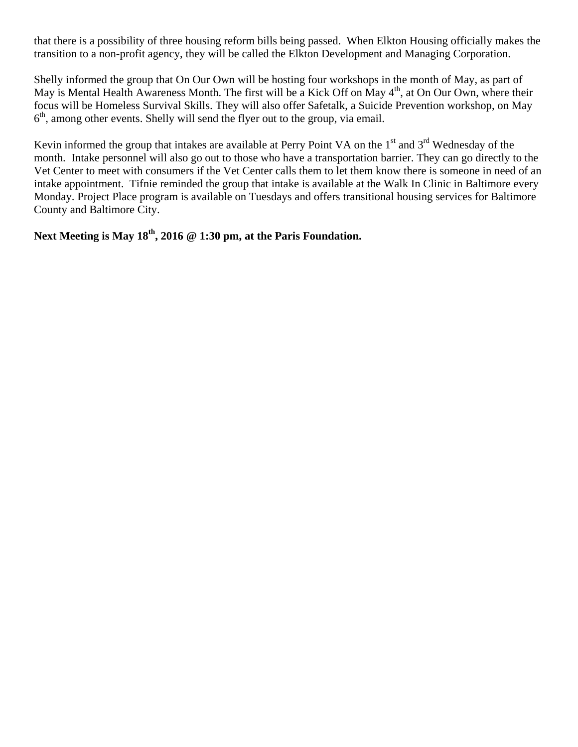that there is a possibility of three housing reform bills being passed. When Elkton Housing officially makes the transition to a non-profit agency, they will be called the Elkton Development and Managing Corporation.

Shelly informed the group that On Our Own will be hosting four workshops in the month of May, as part of May is Mental Health Awareness Month. The first will be a Kick Off on May 4th, at On Our Own, where their focus will be Homeless Survival Skills. They will also offer Safetalk, a Suicide Prevention workshop, on May 6th, among other events. Shelly will send the flyer out to the group, via email.

Kevin informed the group that intakes are available at Perry Point VA on the 1st and 3rd Wednesday of the month. Intake personnel will also go out to those who have a transportation barrier. They can go directly to the Vet Center to meet with consumers if the Vet Center calls them to let them know there is someone in need of an intake appointment. Tifnie reminded the group that intake is available at the Walk In Clinic in Baltimore every Monday. Project Place program is available on Tuesdays and offers transitional housing services for Baltimore County and Baltimore City.

**Next Meeting is May 18th, 2016 @ 1:30 pm, at the Paris Foundation.**